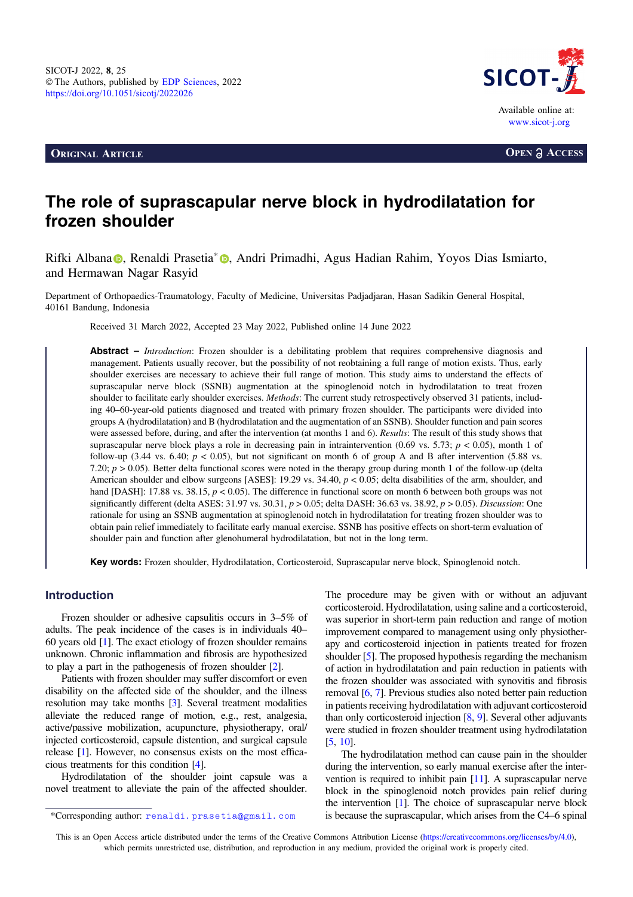SICOT-J 2022, **8**, 25
© The Authors, published by EDP Sciences, 2022
https://doi.org/10.1051/sicotj/2022026

Available online at:
www.sicot-j.org

**Original Article** **Open Access**

# The role of suprascapular nerve block in hydrodilatation for frozen shoulder

Rifki Albana, Renaldi Prasetia*, Andri Primadhi, Agus Hadian Rahim, Yoyos Dias Ismiarto, and Hermawan Nagar Rasyid

Department of Orthopaedics-Traumatology, Faculty of Medicine, Universitas Padjadjaran, Hasan Sadikin General Hospital, 40161 Bandung, Indonesia

Received 31 March 2022, Accepted 23 May 2022, Published online 14 June 2022

**Abstract** – *Introduction*: Frozen shoulder is a debilitating problem that requires comprehensive diagnosis and management. Patients usually recover, but the possibility of not reobtaining a full range of motion exists. Thus, early shoulder exercises are necessary to achieve their full range of motion. This study aims to understand the effects of suprascapular nerve block (SSNB) augmentation at the spinoglenoid notch in hydrodilatation to treat frozen shoulder to facilitate early shoulder exercises. *Methods*: The current study retrospectively observed 31 patients, including 40–60-year-old patients diagnosed and treated with primary frozen shoulder. The participants were divided into groups A (hydrodilatation) and B (hydrodilatation and the augmentation of an SSNB). Shoulder function and pain scores were assessed before, during, and after the intervention (at months 1 and 6). *Results*: The result of this study shows that suprascapular nerve block plays a role in decreasing pain in intraintervention (0.69 vs. 5.73; $p < 0.05$), month 1 of follow-up (3.44 vs. 6.40; $p < 0.05$), but not significant on month 6 of group A and B after intervention (5.88 vs. 7.20; $p > 0.05$). Better delta functional scores were noted in the therapy group during month 1 of the follow-up (delta American shoulder and elbow surgeons [ASES]: 19.29 vs. 34.40, $p < 0.05$; delta disabilities of the arm, shoulder, and hand [DASH]: 17.88 vs. 38.15, $p < 0.05$). The difference in functional score on month 6 between both groups was not significantly different (delta ASES: 31.97 vs. 30.31, $p > 0.05$; delta DASH: 36.63 vs. 38.92, $p > 0.05$). *Discussion*: One rationale for using an SSNB augmentation at spinoglenoid notch in hydrodilatation for treating frozen shoulder was to obtain pain relief immediately to facilitate early manual exercise. SSNB has positive effects on short-term evaluation of shoulder pain and function after glenohumeral hydrodilatation, but not in the long term.

**Key words:** Frozen shoulder, Hydrodilatation, Corticosteroid, Suprascapular nerve block, Spinoglenoid notch.

## Introduction

Frozen shoulder or adhesive capsulitis occurs in 3–5% of adults. The peak incidence of the cases is in individuals 40–60 years old [1]. The exact etiology of frozen shoulder remains unknown. Chronic inflammation and fibrosis are hypothesized to play a part in the pathogenesis of frozen shoulder [2].

Patients with frozen shoulder may suffer discomfort or even disability on the affected side of the shoulder, and the illness resolution may take months [3]. Several treatment modalities alleviate the reduced range of motion, e.g., rest, analgesia, active/passive mobilization, acupuncture, physiotherapy, oral/injected corticosteroid, capsule distention, and surgical capsule release [1]. However, no consensus exists on the most efficacious treatments for this condition [4].

Hydrodilatation of the shoulder joint capsule was a novel treatment to alleviate the pain of the affected shoulder. The procedure may be given with or without an adjuvant corticosteroid. Hydrodilatation, using saline and a corticosteroid, was superior in short-term pain reduction and range of motion improvement compared to management using only physiotherapy and corticosteroid injection in patients treated for frozen shoulder [5]. The proposed hypothesis regarding the mechanism of action in hydrodilatation and pain reduction in patients with the frozen shoulder was associated with synovitis and fibrosis removal [6, 7]. Previous studies also noted better pain reduction in patients receiving hydrodilatation with adjuvant corticosteroid than only corticosteroid injection [8, 9]. Several other adjuvants were studied in frozen shoulder treatment using hydrodilatation [5, 10].

The hydrodilatation method can cause pain in the shoulder during the intervention, so early manual exercise after the intervention is required to inhibit pain [11]. A suprascapular nerve block in the spinoglenoid notch provides pain relief during the intervention [1]. The choice of suprascapular nerve block is because the suprascapular, which arises from the C4–6 spinal

*Corresponding author: renaldi.prasetia@gmail.com

This is an Open Access article distributed under the terms of the Creative Commons Attribution License (https://creativecommons.org/licenses/by/4.0), which permits unrestricted use, distribution, and reproduction in any medium, provided the original work is properly cited.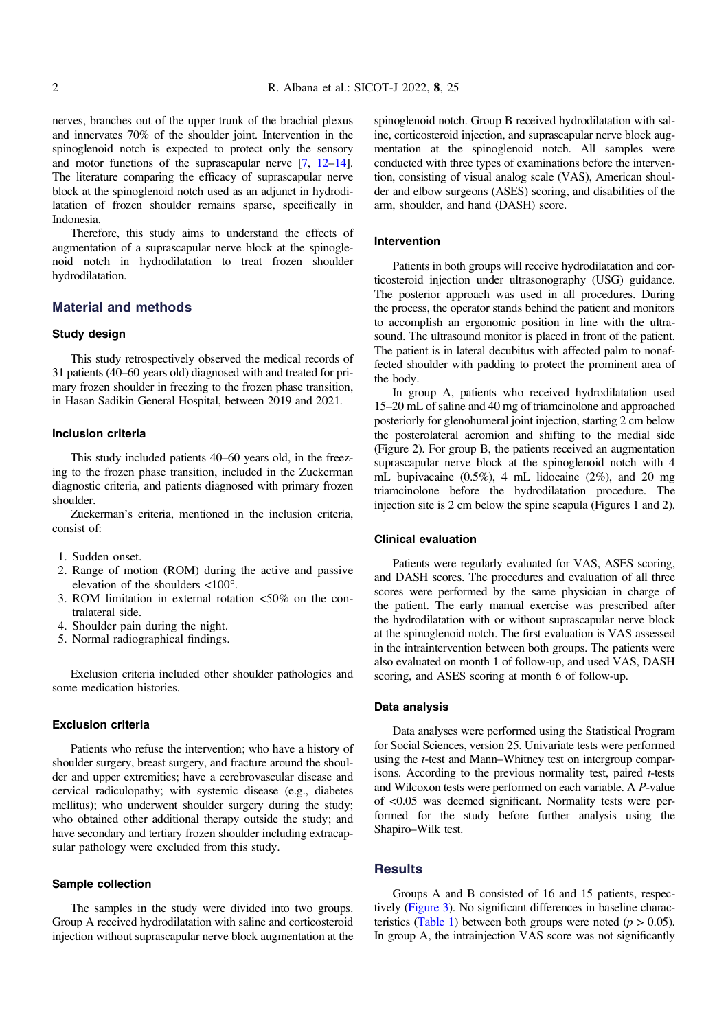nerves, branches out of the upper trunk of the brachial plexus and innervates 70% of the shoulder joint. Intervention in the spinoglenoid notch is expected to protect only the sensory and motor functions of the suprascapular nerve [7, 12–14]. The literature comparing the efficacy of suprascapular nerve block at the spinoglenoid notch used as an adjunct in hydrodilatation of frozen shoulder remains sparse, specifically in Indonesia.

Therefore, this study aims to understand the effects of augmentation of a suprascapular nerve block at the spinoglenoid notch in hydrodilatation to treat frozen shoulder hydrodilatation.

## Material and methods

### Study design

This study retrospectively observed the medical records of 31 patients (40–60 years old) diagnosed with and treated for primary frozen shoulder in freezing to the frozen phase transition, in Hasan Sadikin General Hospital, between 2019 and 2021.

### Inclusion criteria

This study included patients 40–60 years old, in the freezing to the frozen phase transition, included in the Zuckerman diagnostic criteria, and patients diagnosed with primary frozen shoulder.

Zuckerman's criteria, mentioned in the inclusion criteria, consist of:

1. Sudden onset.
2. Range of motion (ROM) during the active and passive elevation of the shoulders <100°.
3. ROM limitation in external rotation <50% on the contralateral side.
4. Shoulder pain during the night.
5. Normal radiographical findings.

Exclusion criteria included other shoulder pathologies and some medication histories.

### Exclusion criteria

Patients who refuse the intervention; who have a history of shoulder surgery, breast surgery, and fracture around the shoulder and upper extremities; have a cerebrovascular disease and cervical radiculopathy; with systemic disease (e.g., diabetes mellitus); who underwent shoulder surgery during the study; who obtained other additional therapy outside the study; and have secondary and tertiary frozen shoulder including extracapsular pathology were excluded from this study.

### Sample collection

The samples in the study were divided into two groups. Group A received hydrodilatation with saline and corticosteroid injection without suprascapular nerve block augmentation at the spinoglenoid notch. Group B received hydrodilatation with saline, corticosteroid injection, and suprascapular nerve block augmentation at the spinoglenoid notch. All samples were conducted with three types of examinations before the intervention, consisting of visual analog scale (VAS), American shoulder and elbow surgeons (ASES) scoring, and disabilities of the arm, shoulder, and hand (DASH) score.

### Intervention

Patients in both groups will receive hydrodilatation and corticosteroid injection under ultrasonography (USG) guidance. The posterior approach was used in all procedures. During the process, the operator stands behind the patient and monitors to accomplish an ergonomic position in line with the ultrasound. The ultrasound monitor is placed in front of the patient. The patient is in lateral decubitus with affected palm to nonaffected shoulder with padding to protect the prominent area of the body.

In group A, patients who received hydrodilatation used 15–20 mL of saline and 40 mg of triamcinolone and approached posteriorly for glenohumeral joint injection, starting 2 cm below the posterolateral acromion and shifting to the medial side (Figure 2). For group B, the patients received an augmentation suprascapular nerve block at the spinoglenoid notch with 4 mL bupivacaine (0.5%), 4 mL lidocaine (2%), and 20 mg triamcinolone before the hydrodilatation procedure. The injection site is 2 cm below the spine scapula (Figures 1 and 2).

### Clinical evaluation

Patients were regularly evaluated for VAS, ASES scoring, and DASH scores. The procedures and evaluation of all three scores were performed by the same physician in charge of the patient. The early manual exercise was prescribed after the hydrodilatation with or without suprascapular nerve block at the spinoglenoid notch. The first evaluation is VAS assessed in the intraintervention between both groups. The patients were also evaluated on month 1 of follow-up, and used VAS, DASH scoring, and ASES scoring at month 6 of follow-up.

### Data analysis

Data analyses were performed using the Statistical Program for Social Sciences, version 25. Univariate tests were performed using the *t*-test and Mann–Whitney test on intergroup comparisons. According to the previous normality test, paired *t*-tests and Wilcoxon tests were performed on each variable. A *P*-value of <0.05 was deemed significant. Normality tests were performed for the study before further analysis using the Shapiro–Wilk test.

## Results

Groups A and B consisted of 16 and 15 patients, respectively (Figure 3). No significant differences in baseline characteristics (Table 1) between both groups were noted ($p > 0.05$). In group A, the intrainjection VAS score was not significantly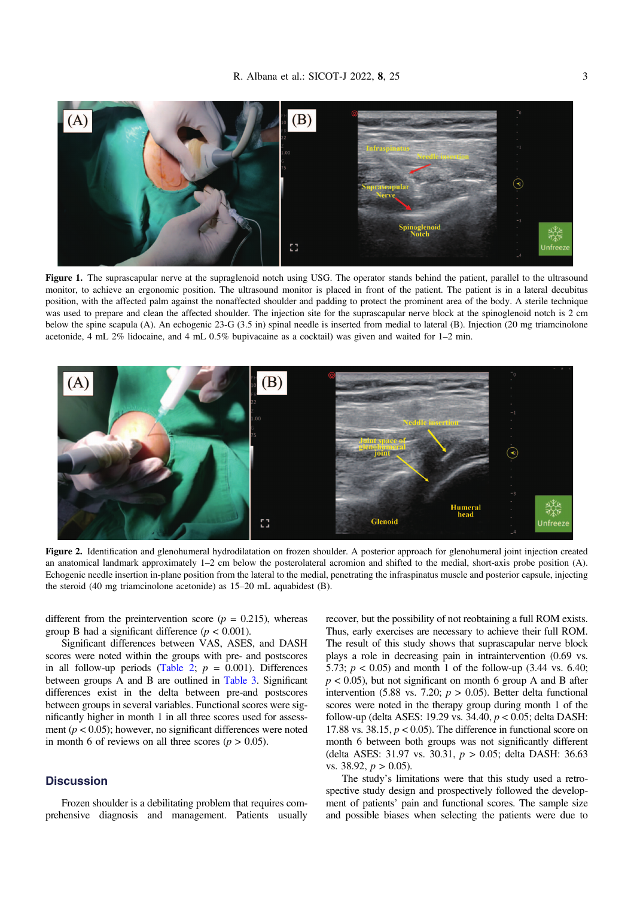**Figure 1.** The suprascapular nerve at the supraglenoid notch using USG. The operator stands behind the patient, parallel to the ultrasound monitor, to achieve an ergonomic position. The ultrasound monitor is placed in front of the patient. The patient is in a lateral decubitus position, with the affected palm against the nonaffected shoulder and padding to protect the prominent area of the body. A sterile technique was used to prepare and clean the affected shoulder. The injection site for the suprascapular nerve block at the spinoglenoid notch is 2 cm below the spine scapula (A). An echogenic 23-G (3.5 in) spinal needle is inserted from medial to lateral (B). Injection (20 mg triamcinolone acetonide, 4 mL 2% lidocaine, and 4 mL 0.5% bupivacaine as a cocktail) was given and waited for 1–2 min.

**Figure 2.** Identification and glenohumeral hydrodilatation on frozen shoulder. A posterior approach for glenohumeral joint injection created an anatomical landmark approximately 1–2 cm below the posterolateral acromion and shifted to the medial, short-axis probe position (A). Echogenic needle insertion in-plane position from the lateral to the medial, penetrating the infraspinatus muscle and posterior capsule, injecting the steroid (40 mg triamcinolone acetonide) as 15–20 mL aquabidest (B).

different from the preintervention score ($p = 0.215$), whereas group B had a significant difference ($p < 0.001$).

Significant differences between VAS, ASES, and DASH scores were noted within the groups with pre- and postscores in all follow-up periods (Table 2; $p = 0.001$). Differences between groups A and B are outlined in Table 3. Significant differences exist in the delta between pre-and postscores between groups in several variables. Functional scores were significantly higher in month 1 in all three scores used for assessment ($p < 0.05$); however, no significant differences were noted in month 6 of reviews on all three scores ($p > 0.05$).

## Discussion

Frozen shoulder is a debilitating problem that requires comprehensive diagnosis and management. Patients usually recover, but the possibility of not reobtaining a full ROM exists. Thus, early exercises are necessary to achieve their full ROM. The result of this study shows that suprascapular nerve block plays a role in decreasing pain in intraintervention (0.69 vs. 5.73; $p < 0.05$) and month 1 of the follow-up (3.44 vs. 6.40; $p < 0.05$), but not significant on month 6 group A and B after intervention (5.88 vs. 7.20; $p > 0.05$). Better delta functional scores were noted in the therapy group during month 1 of the follow-up (delta ASES: 19.29 vs. 34.40, $p < 0.05$; delta DASH: 17.88 vs. 38.15, $p < 0.05$). The difference in functional score on month 6 between both groups was not significantly different (delta ASES: 31.97 vs. 30.31, $p > 0.05$; delta DASH: 36.63 vs. 38.92, $p > 0.05$).

The study's limitations were that this study used a retrospective study design and prospectively followed the development of patients' pain and functional scores. The sample size and possible biases when selecting the patients were due to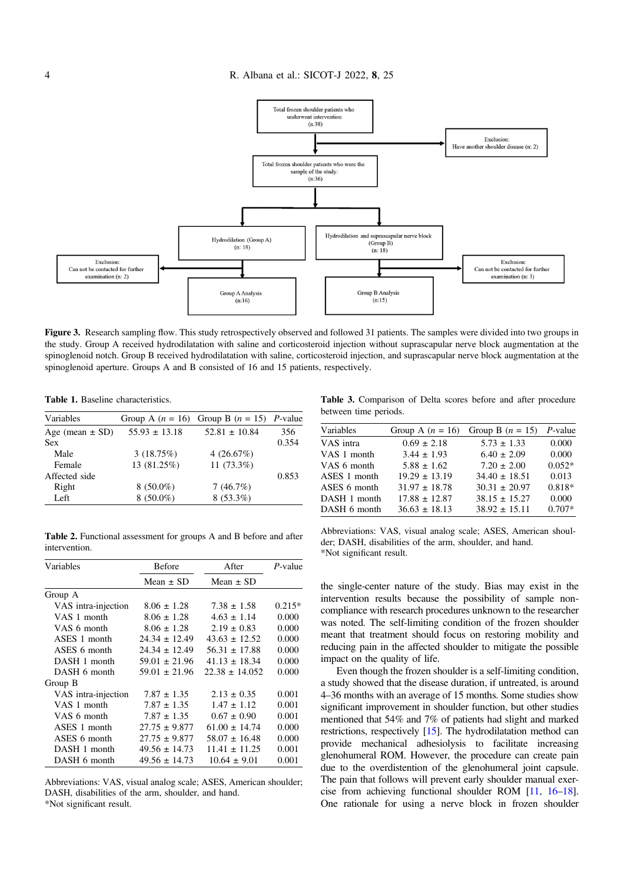Total frozen shoulder patients who underwent intervention (n:38)

Exclusion: Have another shoulder disease (n: 2)

Total frozen shoulder patients who were the sample of the study: (n:36)

Hydrodilation (Group A) (n: 18)

Hydrodilation and suprascapular nerve block (Group B) (n: 18)

Exclusion: Can not be contacted for further examination (n: 2)

Exclusion: Can not be contacted for further examination (n: 3)

Group A Analysis (n:16)

Group B Analysis (n:15)

**Figure 3.** Research sampling flow. This study retrospectively observed and followed 31 patients. The samples were divided into two groups in the study. Group A received hydrodilatation with saline and corticosteroid injection without suprascapular nerve block augmentation at the spinoglenoid notch. Group B received hydrodilatation with saline, corticosteroid injection, and suprascapular nerve block augmentation at the spinoglenoid aperture. Groups A and B consisted of 16 and 15 patients, respectively.

**Table 1.** Baseline characteristics.

| Variables | Group A ($n$ = 16) | Group B ($n$ = 15) | $P$-value |
|---|---|---|---|
| Age (mean ± SD) | 55.93 ± 13.18 | 52.81 ± 10.84 | 356 |
| Sex | | | 0.354 |
| Male | 3 (18.75%) | 4 (26.67%) | |
| Female | 13 (81.25%) | 11 (73.3%) | |
| Affected side | | | 0.853 |
| Right | 8 (50.0%) | 7 (46.7%) | |
| Left | 8 (50.0%) | 8 (53.3%) | |

**Table 2.** Functional assessment for groups A and B before and after intervention.

| Variables | Before | After | $P$-value |
|---|---|---|---|
| | Mean ± SD | Mean ± SD | |
| Group A | | | |
| VAS intra-injection | 8.06 ± 1.28 | 7.38 ± 1.58 | 0.215* |
| VAS 1 month | 8.06 ± 1.28 | 4.63 ± 1.14 | 0.000 |
| VAS 6 month | 8.06 ± 1.28 | 2.19 ± 0.83 | 0.000 |
| ASES 1 month | 24.34 ± 12.49 | 43.63 ± 12.52 | 0.000 |
| ASES 6 month | 24.34 ± 12.49 | 56.31 ± 17.88 | 0.000 |
| DASH 1 month | 59.01 ± 21.96 | 41.13 ± 18.34 | 0.000 |
| DASH 6 month | 59.01 ± 21.96 | 22.38 ± 14.052 | 0.000 |
| Group B | | | |
| VAS intra-injection | 7.87 ± 1.35 | 2.13 ± 0.35 | 0.001 |
| VAS 1 month | 7.87 ± 1.35 | 1.47 ± 1.12 | 0.001 |
| VAS 6 month | 7.87 ± 1.35 | 0.67 ± 0.90 | 0.001 |
| ASES 1 month | 27.75 ± 9.877 | 61.00 ± 14.74 | 0.000 |
| ASES 6 month | 27.75 ± 9.877 | 58.07 ± 16.48 | 0.000 |
| DASH 1 month | 49.56 ± 14.73 | 11.41 ± 11.25 | 0.001 |
| DASH 6 month | 49.56 ± 14.73 | 10.64 ± 9.01 | 0.001 |

Abbreviations: VAS, visual analog scale; ASES, American shoulder; DASH, disabilities of the arm, shoulder, and hand.
*Not significant result.

**Table 3.** Comparison of Delta scores before and after procedure between time periods.

| Variables | Group A ($n$ = 16) | Group B ($n$ = 15) | $P$-value |
|---|---|---|---|
| VAS intra | 0.69 ± 2.18 | 5.73 ± 1.33 | 0.000 |
| VAS 1 month | 3.44 ± 1.93 | 6.40 ± 2.09 | 0.000 |
| VAS 6 month | 5.88 ± 1.62 | 7.20 ± 2.00 | 0.052* |
| ASES 1 month | 19.29 ± 13.19 | 34.40 ± 18.51 | 0.013 |
| ASES 6 month | 31.97 ± 18.78 | 30.31 ± 20.97 | 0.818* |
| DASH 1 month | 17.88 ± 12.87 | 38.15 ± 15.27 | 0.000 |
| DASH 6 month | 36.63 ± 18.13 | 38.92 ± 15.11 | 0.707* |

Abbreviations: VAS, visual analog scale; ASES, American shoulder; DASH, disabilities of the arm, shoulder, and hand.
*Not significant result.

the single-center nature of the study. Bias may exist in the intervention results because the possibility of sample non-compliance with research procedures unknown to the researcher was noted. The self-limiting condition of the frozen shoulder meant that treatment should focus on restoring mobility and reducing pain in the affected shoulder to mitigate the possible impact on the quality of life.

Even though the frozen shoulder is a self-limiting condition, a study showed that the disease duration, if untreated, is around 4–36 months with an average of 15 months. Some studies show significant improvement in shoulder function, but other studies mentioned that 54% and 7% of patients had slight and marked restrictions, respectively [15]. The hydrodilatation method can provide mechanical adhesiolysis to facilitate increasing glenohumeral ROM. However, the procedure can create pain due to the overdistention of the glenohumeral joint capsule. The pain that follows will prevent early shoulder manual exercise from achieving functional shoulder ROM [11, 16–18]. One rationale for using a nerve block in frozen shoulder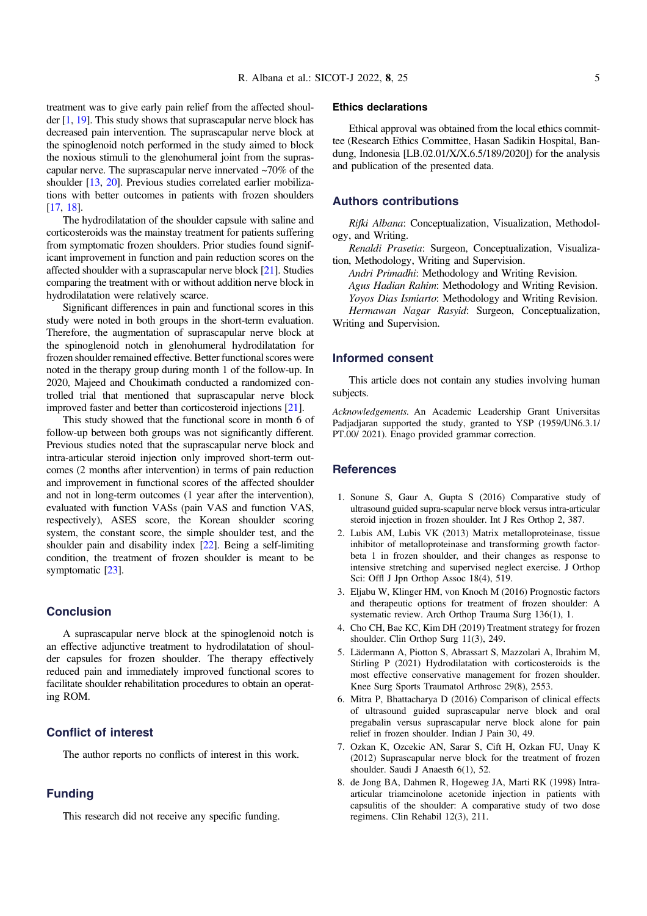treatment was to give early pain relief from the affected shoulder [1, 19]. This study shows that suprascapular nerve block has decreased pain intervention. The suprascapular nerve block at the spinoglenoid notch performed in the study aimed to block the noxious stimuli to the glenohumeral joint from the suprascapular nerve. The suprascapular nerve innervated ~70% of the shoulder [13, 20]. Previous studies correlated earlier mobilizations with better outcomes in patients with frozen shoulders [17, 18].

The hydrodilatation of the shoulder capsule with saline and corticosteroids was the mainstay treatment for patients suffering from symptomatic frozen shoulders. Prior studies found significant improvement in function and pain reduction scores on the affected shoulder with a suprascapular nerve block [21]. Studies comparing the treatment with or without addition nerve block in hydrodilatation were relatively scarce.

Significant differences in pain and functional scores in this study were noted in both groups in the short-term evaluation. Therefore, the augmentation of suprascapular nerve block at the spinoglenoid notch in glenohumeral hydrodilatation for frozen shoulder remained effective. Better functional scores were noted in the therapy group during month 1 of the follow-up. In 2020, Majeed and Choukimath conducted a randomized controlled trial that mentioned that suprascapular nerve block improved faster and better than corticosteroid injections [21].

This study showed that the functional score in month 6 of follow-up between both groups was not significantly different. Previous studies noted that the suprascapular nerve block and intra-articular steroid injection only improved short-term outcomes (2 months after intervention) in terms of pain reduction and improvement in functional scores of the affected shoulder and not in long-term outcomes (1 year after the intervention), evaluated with function VASs (pain VAS and function VAS, respectively), ASES score, the Korean shoulder scoring system, the constant score, the simple shoulder test, and the shoulder pain and disability index [22]. Being a self-limiting condition, the treatment of frozen shoulder is meant to be symptomatic [23].

## Conclusion

A suprascapular nerve block at the spinoglenoid notch is an effective adjunctive treatment to hydrodilatation of shoulder capsules for frozen shoulder. The therapy effectively reduced pain and immediately improved functional scores to facilitate shoulder rehabilitation procedures to obtain an operating ROM.

## Conflict of interest

The author reports no conflicts of interest in this work.

## Funding

This research did not receive any specific funding.

## Ethics declarations

Ethical approval was obtained from the local ethics committee (Research Ethics Committee, Hasan Sadikin Hospital, Bandung, Indonesia [LB.02.01/X/X.6.5/189/2020]) for the analysis and publication of the presented data.

## Authors contributions

*Rifki Albana*: Conceptualization, Visualization, Methodology, and Writing.

*Renaldi Prasetia*: Surgeon, Conceptualization, Visualization, Methodology, Writing and Supervision.

*Andri Primadhi*: Methodology and Writing Revision.

*Agus Hadian Rahim*: Methodology and Writing Revision.

*Yoyos Dias Ismiarto*: Methodology and Writing Revision.

*Hermawan Nagar Rasyid*: Surgeon, Conceptualization, Writing and Supervision.

## Informed consent

This article does not contain any studies involving human subjects.

*Acknowledgements.* An Academic Leadership Grant Universitas Padjadjaran supported the study, granted to YSP (1959/UN6.3.1/PT.00/ 2021). Enago provided grammar correction.

## References

1. Sonune S, Gaur A, Gupta S (2016) Comparative study of ultrasound guided supra-scapular nerve block versus intra-articular steroid injection in frozen shoulder. Int J Res Orthop 2, 387.
2. Lubis AM, Lubis VK (2013) Matrix metalloproteinase, tissue inhibitor of metalloproteinase and transforming growth factor-beta 1 in frozen shoulder, and their changes as response to intensive stretching and supervised neglect exercise. J Orthop Sci: Offl J Jpn Orthop Assoc 18(4), 519.
3. Eljabu W, Klinger HM, von Knoch M (2016) Prognostic factors and therapeutic options for treatment of frozen shoulder: A systematic review. Arch Orthop Trauma Surg 136(1), 1.
4. Cho CH, Bae KC, Kim DH (2019) Treatment strategy for frozen shoulder. Clin Orthop Surg 11(3), 249.
5. Lädermann A, Piotton S, Abrassart S, Mazzolari A, Ibrahim M, Stirling P (2021) Hydrodilatation with corticosteroids is the most effective conservative management for frozen shoulder. Knee Surg Sports Traumatol Arthrosc 29(8), 2553.
6. Mitra P, Bhattacharya D (2016) Comparison of clinical effects of ultrasound guided suprascapular nerve block and oral pregabalin versus suprascapular nerve block alone for pain relief in frozen shoulder. Indian J Pain 30, 49.
7. Ozkan K, Ozcekic AN, Sarar S, Cift H, Ozkan FU, Unay K (2012) Suprascapular nerve block for the treatment of frozen shoulder. Saudi J Anaesth 6(1), 52.
8. de Jong BA, Dahmen R, Hogeweg JA, Marti RK (1998) Intra-articular triamcinolone acetonide injection in patients with capsulitis of the shoulder: A comparative study of two dose regimens. Clin Rehabil 12(3), 211.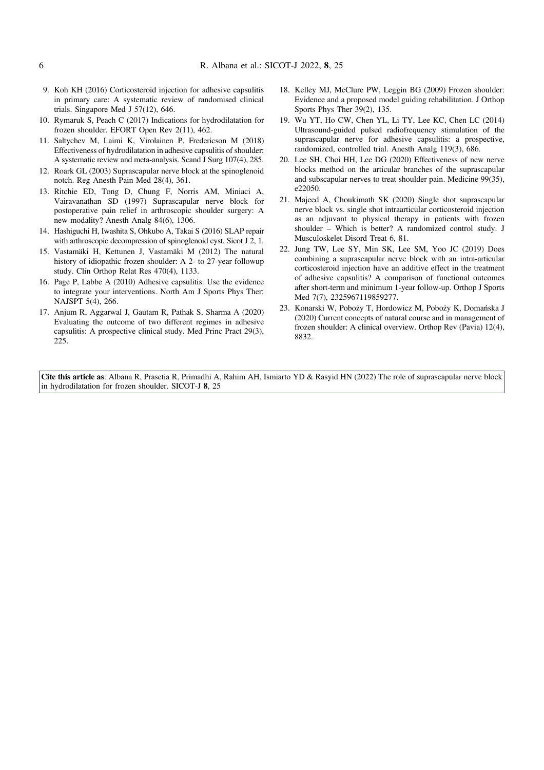9. Koh KH (2016) Corticosteroid injection for adhesive capsulitis in primary care: A systematic review of randomised clinical trials. Singapore Med J 57(12), 646.
10. Rymaruk S, Peach C (2017) Indications for hydrodilatation for frozen shoulder. EFORT Open Rev 2(11), 462.
11. Saltychev M, Laimi K, Virolainen P, Fredericson M (2018) Effectiveness of hydrodilatation in adhesive capsulitis of shoulder: A systematic review and meta-analysis. Scand J Surg 107(4), 285.
12. Roark GL (2003) Suprascapular nerve block at the spinoglenoid notch. Reg Anesth Pain Med 28(4), 361.
13. Ritchie ED, Tong D, Chung F, Norris AM, Miniaci A, Vairavanathan SD (1997) Suprascapular nerve block for postoperative pain relief in arthroscopic shoulder surgery: A new modality? Anesth Analg 84(6), 1306.
14. Hashiguchi H, Iwashita S, Ohkubo A, Takai S (2016) SLAP repair with arthroscopic decompression of spinoglenoid cyst. Sicot J 2, 1.
15. Vastamäki H, Kettunen J, Vastamäki M (2012) The natural history of idiopathic frozen shoulder: A 2- to 27-year followup study. Clin Orthop Relat Res 470(4), 1133.
16. Page P, Labbe A (2010) Adhesive capsulitis: Use the evidence to integrate your interventions. North Am J Sports Phys Ther: NAJSPT 5(4), 266.
17. Anjum R, Aggarwal J, Gautam R, Pathak S, Sharma A (2020) Evaluating the outcome of two different regimes in adhesive capsulitis: A prospective clinical study. Med Princ Pract 29(3), 225.
18. Kelley MJ, McClure PW, Leggin BG (2009) Frozen shoulder: Evidence and a proposed model guiding rehabilitation. J Orthop Sports Phys Ther 39(2), 135.
19. Wu YT, Ho CW, Chen YL, Li TY, Lee KC, Chen LC (2014) Ultrasound-guided pulsed radiofrequency stimulation of the suprascapular nerve for adhesive capsulitis: a prospective, randomized, controlled trial. Anesth Analg 119(3), 686.
20. Lee SH, Choi HH, Lee DG (2020) Effectiveness of new nerve blocks method on the articular branches of the suprascapular and subscapular nerves to treat shoulder pain. Medicine 99(35), e22050.
21. Majeed A, Choukimath SK (2020) Single shot suprascapular nerve block vs. single shot intraarticular corticosteroid injection as an adjuvant to physical therapy in patients with frozen shoulder – Which is better? A randomized control study. J Musculoskelet Disord Treat 6, 81.
22. Jung TW, Lee SY, Min SK, Lee SM, Yoo JC (2019) Does combining a suprascapular nerve block with an intra-articular corticosteroid injection have an additive effect in the treatment of adhesive capsulitis? A comparison of functional outcomes after short-term and minimum 1-year follow-up. Orthop J Sports Med 7(7), 2325967119859277.
23. Konarski W, Poboży T, Hordowicz M, Poboży K, Domańska J (2020) Current concepts of natural course and in management of frozen shoulder: A clinical overview. Orthop Rev (Pavia) 12(4), 8832.

**Cite this article as**: Albana R, Prasetia R, Primadhi A, Rahim AH, Ismiarto YD & Rasyid HN (2022) The role of suprascapular nerve block in hydrodilatation for frozen shoulder. SICOT-J **8**, 25